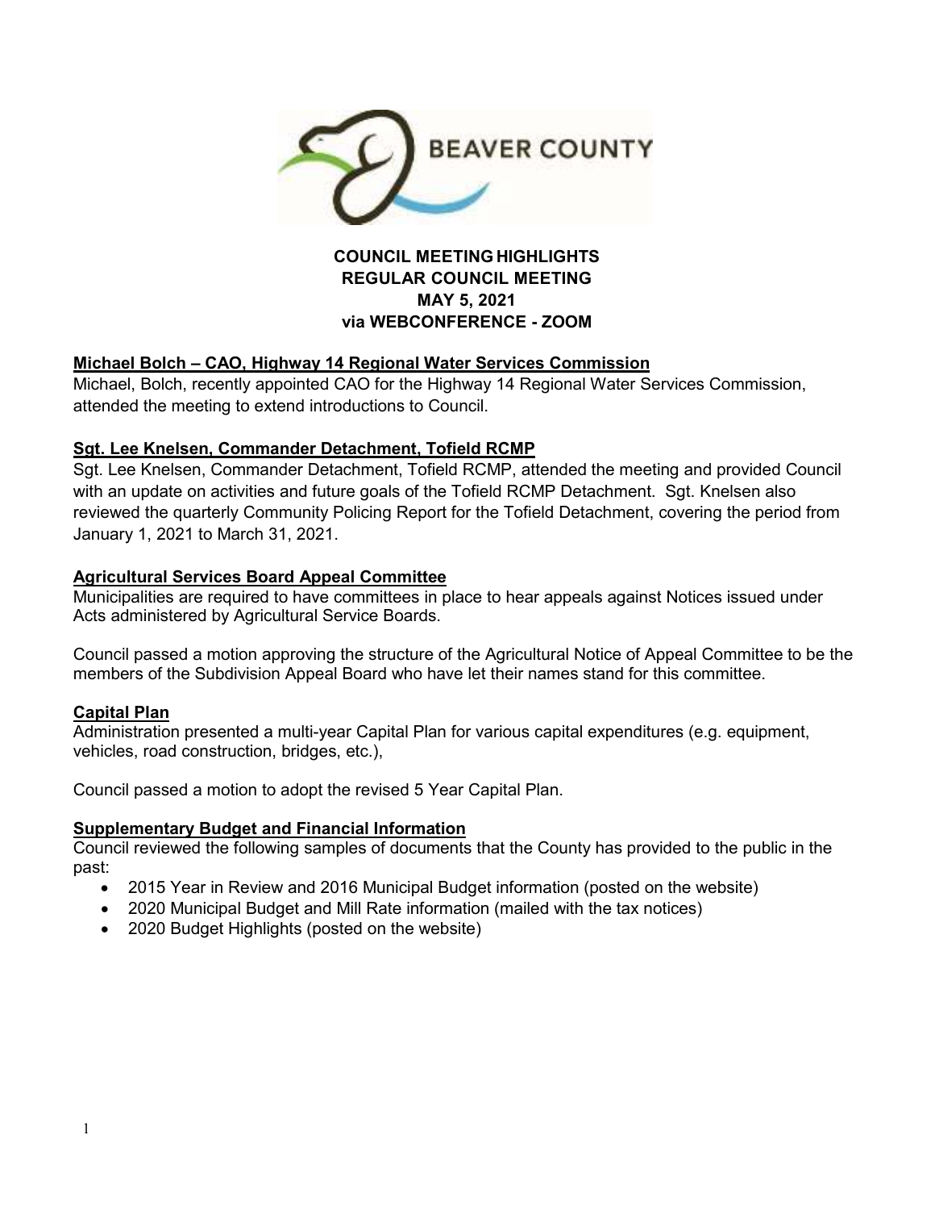BEAVER COUNTY

# COUNCIL MEETING HIGHLIGHTS
## REGULAR COUNCIL MEETING
## MAY 5, 2021
## via WEBCONFERENCE - ZOOM

### Michael Bolch – CAO, Highway 14 Regional Water Services Commission

Michael, Bolch, recently appointed CAO for the Highway 14 Regional Water Services Commission, attended the meeting to extend introductions to Council.

### Sgt. Lee Knelsen, Commander Detachment, Tofield RCMP

Sgt. Lee Knelsen, Commander Detachment, Tofield RCMP, attended the meeting and provided Council with an update on activities and future goals of the Tofield RCMP Detachment. Sgt. Knelsen also reviewed the quarterly Community Policing Report for the Tofield Detachment, covering the period from January 1, 2021 to March 31, 2021.

### Agricultural Services Board Appeal Committee

Municipalities are required to have committees in place to hear appeals against Notices issued under Acts administered by Agricultural Service Boards.

Council passed a motion approving the structure of the Agricultural Notice of Appeal Committee to be the members of the Subdivision Appeal Board who have let their names stand for this committee.

### Capital Plan

Administration presented a multi-year Capital Plan for various capital expenditures (e.g. equipment, vehicles, road construction, bridges, etc.),

Council passed a motion to adopt the revised 5 Year Capital Plan.

### Supplementary Budget and Financial Information

Council reviewed the following samples of documents that the County has provided to the public in the past:

- 2015 Year in Review and 2016 Municipal Budget information (posted on the website)
- 2020 Municipal Budget and Mill Rate information (mailed with the tax notices)
- 2020 Budget Highlights (posted on the website)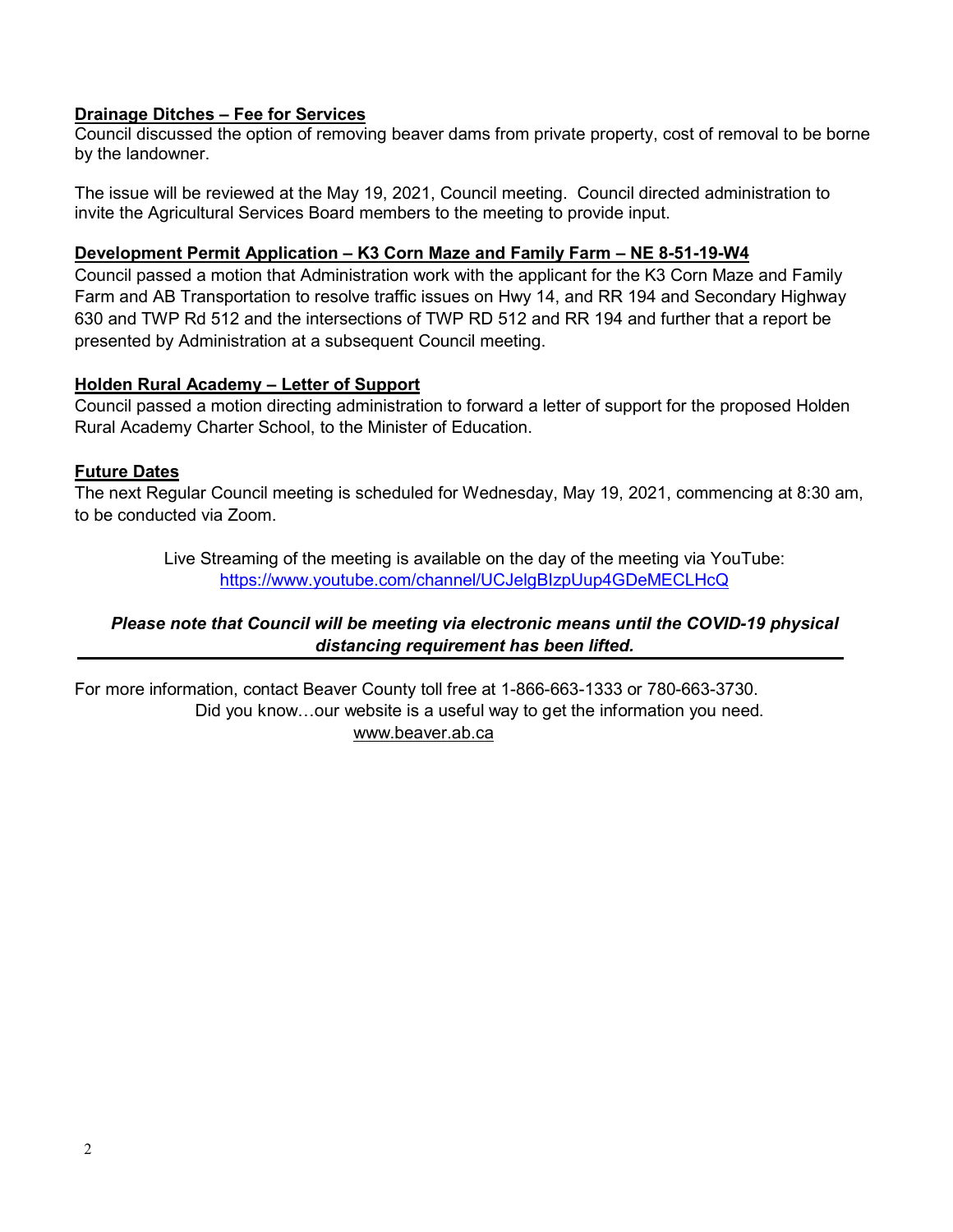**Drainage Ditches – Fee for Services**

Council discussed the option of removing beaver dams from private property, cost of removal to be borne by the landowner.

The issue will be reviewed at the May 19, 2021, Council meeting. Council directed administration to invite the Agricultural Services Board members to the meeting to provide input.

**Development Permit Application – K3 Corn Maze and Family Farm – NE 8-51-19-W4**

Council passed a motion that Administration work with the applicant for the K3 Corn Maze and Family Farm and AB Transportation to resolve traffic issues on Hwy 14, and RR 194 and Secondary Highway 630 and TWP Rd 512 and the intersections of TWP RD 512 and RR 194 and further that a report be presented by Administration at a subsequent Council meeting.

**Holden Rural Academy – Letter of Support**

Council passed a motion directing administration to forward a letter of support for the proposed Holden Rural Academy Charter School, to the Minister of Education.

**Future Dates**

The next Regular Council meeting is scheduled for Wednesday, May 19, 2021, commencing at 8:30 am, to be conducted via Zoom.

Live Streaming of the meeting is available on the day of the meeting via YouTube:
https://www.youtube.com/channel/UCJelgBIzpUup4GDeMECLHcQ

***Please note that Council will be meeting via electronic means until the COVID-19 physical distancing requirement has been lifted.***

---

For more information, contact Beaver County toll free at 1-866-663-1333 or 780-663-3730.
Did you know…our website is a useful way to get the information you need.
www.beaver.ab.ca